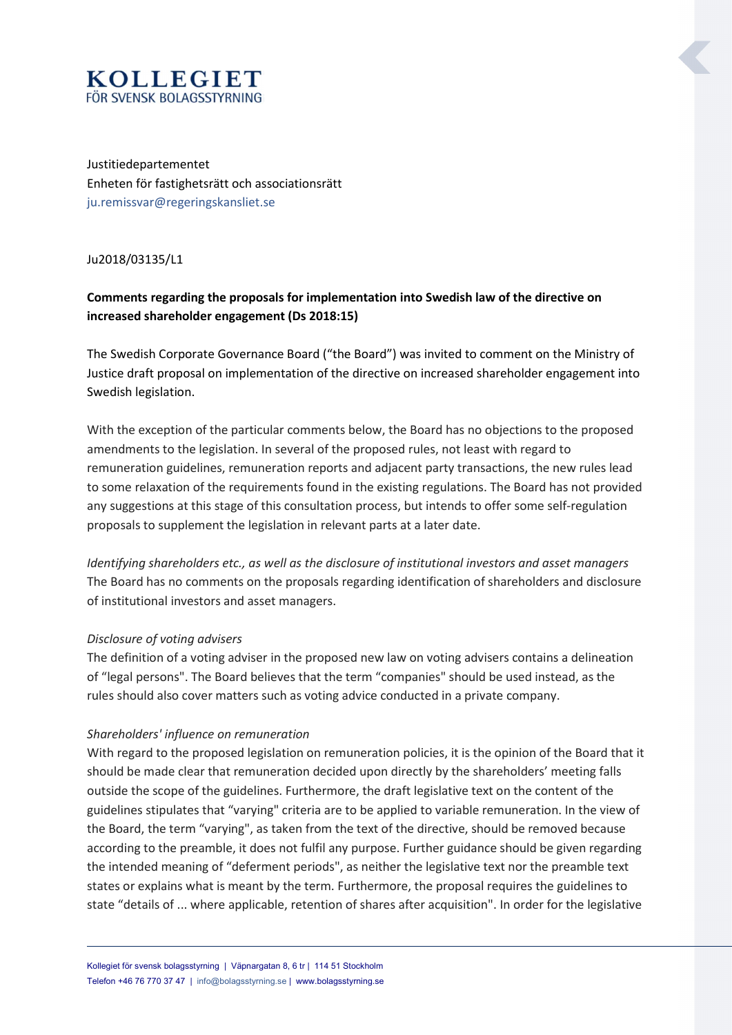**KOLLEGIET**
FÖR SVENSK BOLAGSSTYRNING

Justitiedepartementet
Enheten för fastighetsrätt och associationsrätt
ju.remissvar@regeringskansliet.se

Ju2018/03135/L1

**Comments regarding the proposals for implementation into Swedish law of the directive on increased shareholder engagement (Ds 2018:15)**

The Swedish Corporate Governance Board ("the Board") was invited to comment on the Ministry of Justice draft proposal on implementation of the directive on increased shareholder engagement into Swedish legislation.

With the exception of the particular comments below, the Board has no objections to the proposed amendments to the legislation. In several of the proposed rules, not least with regard to remuneration guidelines, remuneration reports and adjacent party transactions, the new rules lead to some relaxation of the requirements found in the existing regulations. The Board has not provided any suggestions at this stage of this consultation process, but intends to offer some self-regulation proposals to supplement the legislation in relevant parts at a later date.

*Identifying shareholders etc., as well as the disclosure of institutional investors and asset managers*
The Board has no comments on the proposals regarding identification of shareholders and disclosure of institutional investors and asset managers.

*Disclosure of voting advisers*
The definition of a voting adviser in the proposed new law on voting advisers contains a delineation of "legal persons". The Board believes that the term "companies" should be used instead, as the rules should also cover matters such as voting advice conducted in a private company.

*Shareholders' influence on remuneration*
With regard to the proposed legislation on remuneration policies, it is the opinion of the Board that it should be made clear that remuneration decided upon directly by the shareholders' meeting falls outside the scope of the guidelines. Furthermore, the draft legislative text on the content of the guidelines stipulates that "varying" criteria are to be applied to variable remuneration. In the view of the Board, the term "varying", as taken from the text of the directive, should be removed because according to the preamble, it does not fulfil any purpose. Further guidance should be given regarding the intended meaning of "deferment periods", as neither the legislative text nor the preamble text states or explains what is meant by the term. Furthermore, the proposal requires the guidelines to state "details of ... where applicable, retention of shares after acquisition". In order for the legislative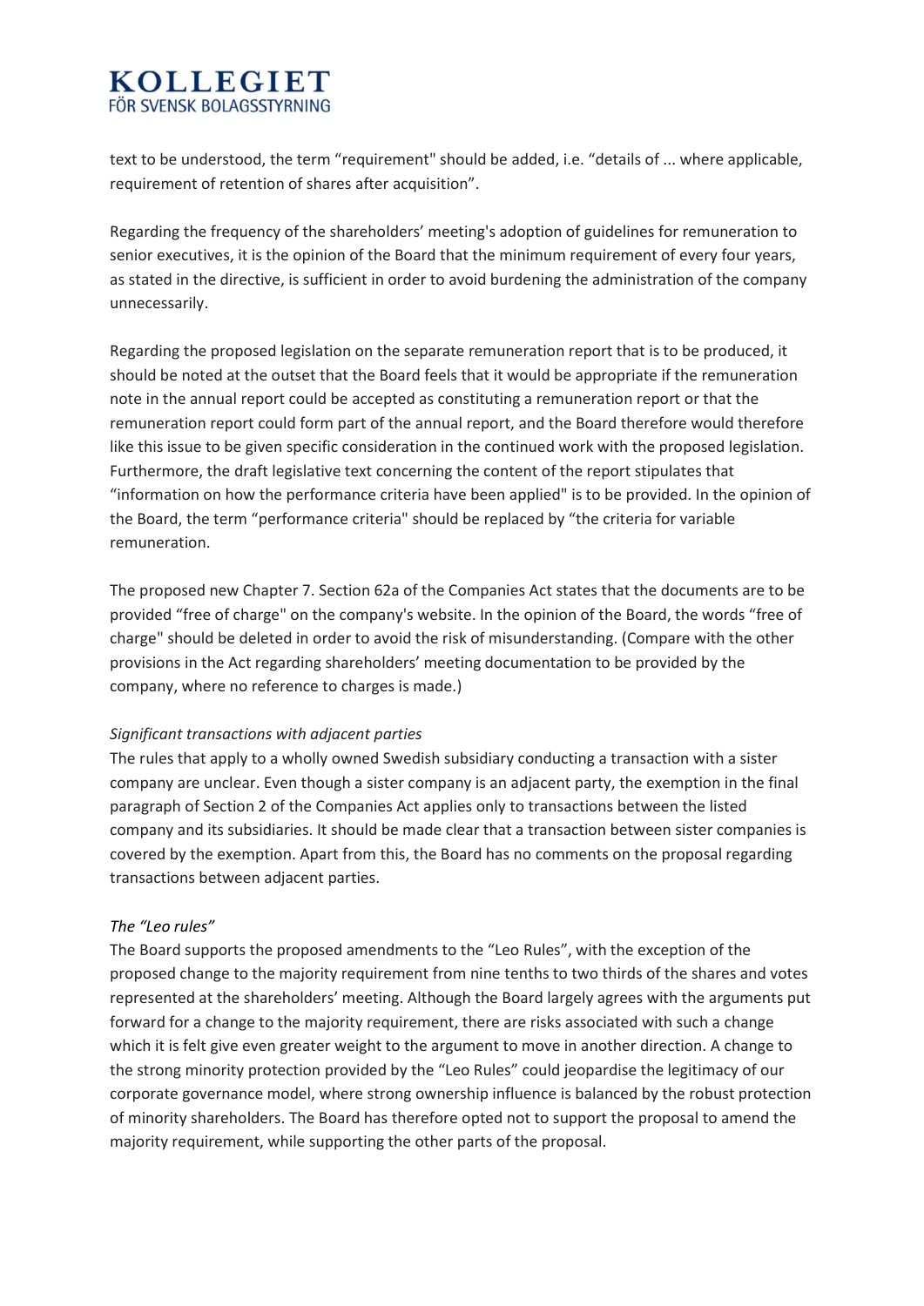text to be understood, the term "requirement" should be added, i.e. "details of ... where applicable, requirement of retention of shares after acquisition".

Regarding the frequency of the shareholders' meeting's adoption of guidelines for remuneration to senior executives, it is the opinion of the Board that the minimum requirement of every four years, as stated in the directive, is sufficient in order to avoid burdening the administration of the company unnecessarily.

Regarding the proposed legislation on the separate remuneration report that is to be produced, it should be noted at the outset that the Board feels that it would be appropriate if the remuneration note in the annual report could be accepted as constituting a remuneration report or that the remuneration report could form part of the annual report, and the Board therefore would therefore like this issue to be given specific consideration in the continued work with the proposed legislation. Furthermore, the draft legislative text concerning the content of the report stipulates that "information on how the performance criteria have been applied" is to be provided. In the opinion of the Board, the term "performance criteria" should be replaced by "the criteria for variable remuneration.

The proposed new Chapter 7. Section 62a of the Companies Act states that the documents are to be provided "free of charge" on the company's website. In the opinion of the Board, the words "free of charge" should be deleted in order to avoid the risk of misunderstanding. (Compare with the other provisions in the Act regarding shareholders' meeting documentation to be provided by the company, where no reference to charges is made.)

*Significant transactions with adjacent parties*

The rules that apply to a wholly owned Swedish subsidiary conducting a transaction with a sister company are unclear. Even though a sister company is an adjacent party, the exemption in the final paragraph of Section 2 of the Companies Act applies only to transactions between the listed company and its subsidiaries. It should be made clear that a transaction between sister companies is covered by the exemption. Apart from this, the Board has no comments on the proposal regarding transactions between adjacent parties.

*The "Leo rules"*

The Board supports the proposed amendments to the "Leo Rules", with the exception of the proposed change to the majority requirement from nine tenths to two thirds of the shares and votes represented at the shareholders' meeting. Although the Board largely agrees with the arguments put forward for a change to the majority requirement, there are risks associated with such a change which it is felt give even greater weight to the argument to move in another direction. A change to the strong minority protection provided by the "Leo Rules" could jeopardise the legitimacy of our corporate governance model, where strong ownership influence is balanced by the robust protection of minority shareholders. The Board has therefore opted not to support the proposal to amend the majority requirement, while supporting the other parts of the proposal.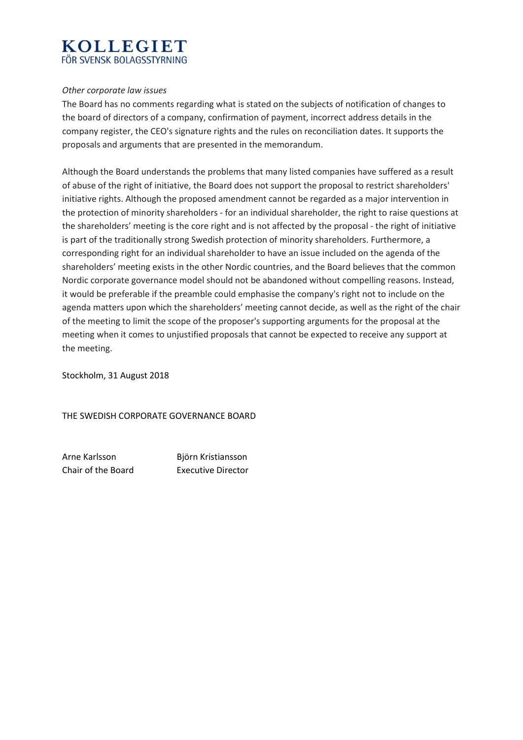*Other corporate law issues*

The Board has no comments regarding what is stated on the subjects of notification of changes to the board of directors of a company, confirmation of payment, incorrect address details in the company register, the CEO's signature rights and the rules on reconciliation dates. It supports the proposals and arguments that are presented in the memorandum.

Although the Board understands the problems that many listed companies have suffered as a result of abuse of the right of initiative, the Board does not support the proposal to restrict shareholders' initiative rights. Although the proposed amendment cannot be regarded as a major intervention in the protection of minority shareholders - for an individual shareholder, the right to raise questions at the shareholders' meeting is the core right and is not affected by the proposal - the right of initiative is part of the traditionally strong Swedish protection of minority shareholders. Furthermore, a corresponding right for an individual shareholder to have an issue included on the agenda of the shareholders' meeting exists in the other Nordic countries, and the Board believes that the common Nordic corporate governance model should not be abandoned without compelling reasons. Instead, it would be preferable if the preamble could emphasise the company's right not to include on the agenda matters upon which the shareholders' meeting cannot decide, as well as the right of the chair of the meeting to limit the scope of the proposer's supporting arguments for the proposal at the meeting when it comes to unjustified proposals that cannot be expected to receive any support at the meeting.

Stockholm, 31 August 2018

THE SWEDISH CORPORATE GOVERNANCE BOARD

Arne Karlsson
Chair of the Board

Björn Kristiansson
Executive Director